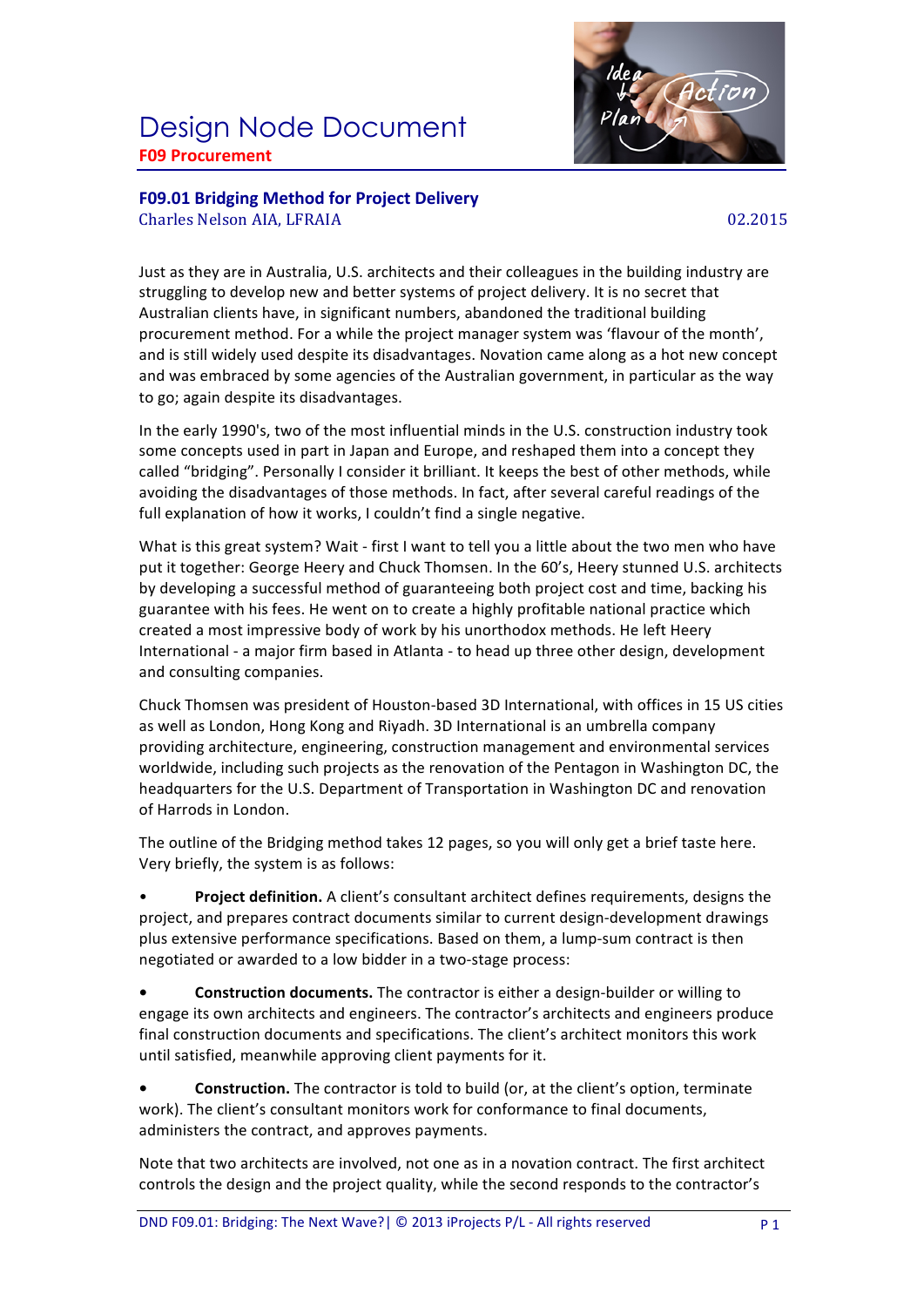# Design Node Document

**F09 Procurement**

## F09.01 Bridging Method for Project Delivery

Charles Nelson AIA, LFRAIA

02.2015

Just as they are in Australia, U.S. architects and their colleagues in the building industry are struggling to develop new and better systems of project delivery. It is no secret that Australian clients have, in significant numbers, abandoned the traditional building procurement method. For a while the project manager system was 'flavour of the month', and is still widely used despite its disadvantages. Novation came along as a hot new concept and was embraced by some agencies of the Australian government, in particular as the way to go; again despite its disadvantages.

In the early 1990's, two of the most influential minds in the U.S. construction industry took some concepts used in part in Japan and Europe, and reshaped them into a concept they called "bridging". Personally I consider it brilliant. It keeps the best of other methods, while avoiding the disadvantages of those methods. In fact, after several careful readings of the full explanation of how it works, I couldn't find a single negative.

What is this great system? Wait - first I want to tell you a little about the two men who have put it together: George Heery and Chuck Thomsen. In the 60's, Heery stunned U.S. architects by developing a successful method of guaranteeing both project cost and time, backing his guarantee with his fees. He went on to create a highly profitable national practice which created a most impressive body of work by his unorthodox methods. He left Heery International - a major firm based in Atlanta - to head up three other design, development and consulting companies.

Chuck Thomsen was president of Houston-based 3D International, with offices in 15 US cities as well as London, Hong Kong and Riyadh. 3D International is an umbrella company providing architecture, engineering, construction management and environmental services worldwide, including such projects as the renovation of the Pentagon in Washington DC, the headquarters for the U.S. Department of Transportation in Washington DC and renovation of Harrods in London.

The outline of the Bridging method takes 12 pages, so you will only get a brief taste here. Very briefly, the system is as follows:

- **Project definition.** A client's consultant architect defines requirements, designs the project, and prepares contract documents similar to current design-development drawings plus extensive performance specifications. Based on them, a lump-sum contract is then negotiated or awarded to a low bidder in a two-stage process:
- **Construction documents.** The contractor is either a design-builder or willing to engage its own architects and engineers. The contractor's architects and engineers produce final construction documents and specifications. The client's architect monitors this work until satisfied, meanwhile approving client payments for it.
- **Construction.** The contractor is told to build (or, at the client's option, terminate work). The client's consultant monitors work for conformance to final documents, administers the contract, and approves payments.

Note that two architects are involved, not one as in a novation contract. The first architect controls the design and the project quality, while the second responds to the contractor's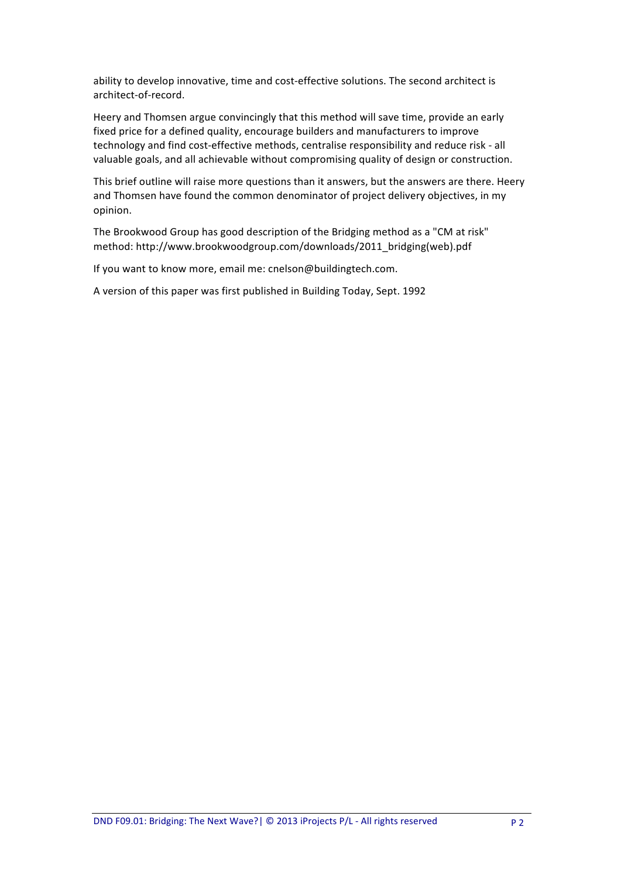ability to develop innovative, time and cost-effective solutions. The second architect is architect-of-record.

Heery and Thomsen argue convincingly that this method will save time, provide an early fixed price for a defined quality, encourage builders and manufacturers to improve technology and find cost-effective methods, centralise responsibility and reduce risk - all valuable goals, and all achievable without compromising quality of design or construction.

This brief outline will raise more questions than it answers, but the answers are there. Heery and Thomsen have found the common denominator of project delivery objectives, in my opinion.

The Brookwood Group has good description of the Bridging method as a "CM at risk" method: http://www.brookwoodgroup.com/downloads/2011_bridging(web).pdf

If you want to know more, email me: cnelson@buildingtech.com.

A version of this paper was first published in Building Today, Sept. 1992